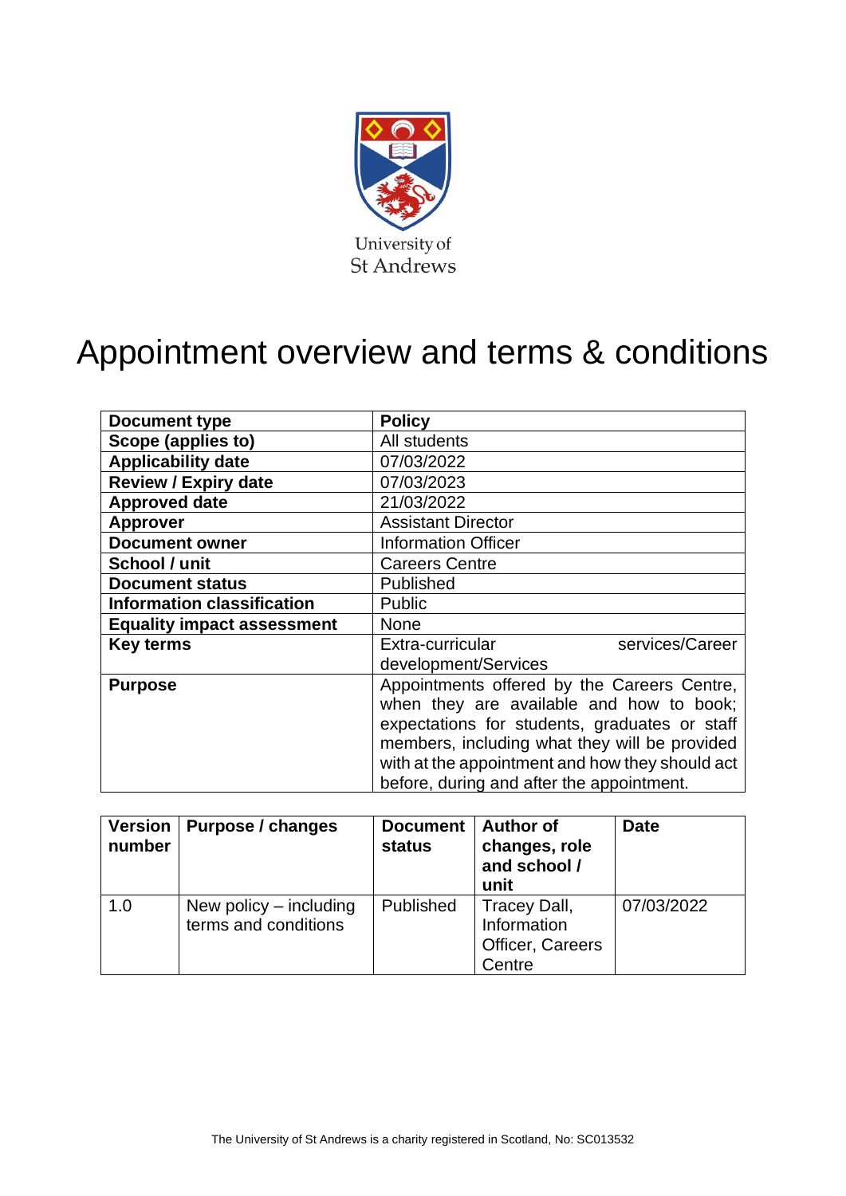University of St Andrews

# Appointment overview and terms & conditions

| Document type | Policy |
|---|---|
| Scope (applies to) | All students |
| Applicability date | 07/03/2022 |
| Review / Expiry date | 07/03/2023 |
| Approved date | 21/03/2022 |
| Approver | Assistant Director |
| Document owner | Information Officer |
| School / unit | Careers Centre |
| Document status | Published |
| Information classification | Public |
| Equality impact assessment | None |
| Key terms | Extra-curricular services/Career development/Services |
| Purpose | Appointments offered by the Careers Centre, when they are available and how to book; expectations for students, graduates or staff members, including what they will be provided with at the appointment and how they should act before, during and after the appointment. |

| Version number | Purpose / changes | Document status | Author of changes, role and school / unit | Date |
|---|---|---|---|---|
| 1.0 | New policy – including terms and conditions | Published | Tracey Dall, Information Officer, Careers Centre | 07/03/2022 |

The University of St Andrews is a charity registered in Scotland, No: SC013532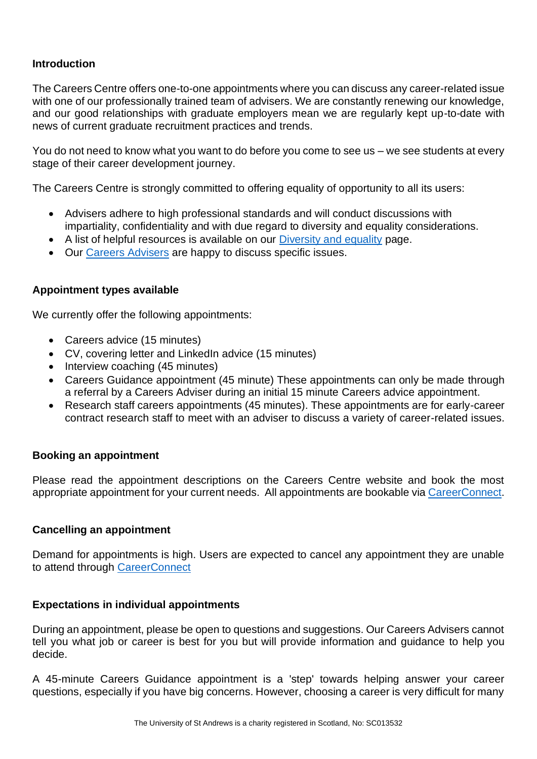**Introduction**

The Careers Centre offers one-to-one appointments where you can discuss any career-related issue with one of our professionally trained team of advisers. We are constantly renewing our knowledge, and our good relationships with graduate employers mean we are regularly kept up-to-date with news of current graduate recruitment practices and trends.

You do not need to know what you want to do before you come to see us – we see students at every stage of their career development journey.

The Careers Centre is strongly committed to offering equality of opportunity to all its users:

- Advisers adhere to high professional standards and will conduct discussions with impartiality, confidentiality and with due regard to diversity and equality considerations.
- A list of helpful resources is available on our Diversity and equality page.
- Our Careers Advisers are happy to discuss specific issues.

**Appointment types available**

We currently offer the following appointments:

- Careers advice (15 minutes)
- CV, covering letter and LinkedIn advice (15 minutes)
- Interview coaching (45 minutes)
- Careers Guidance appointment (45 minute) These appointments can only be made through a referral by a Careers Adviser during an initial 15 minute Careers advice appointment.
- Research staff careers appointments (45 minutes). These appointments are for early-career contract research staff to meet with an adviser to discuss a variety of career-related issues.

**Booking an appointment**

Please read the appointment descriptions on the Careers Centre website and book the most appropriate appointment for your current needs. All appointments are bookable via CareerConnect.

**Cancelling an appointment**

Demand for appointments is high. Users are expected to cancel any appointment they are unable to attend through CareerConnect

**Expectations in individual appointments**

During an appointment, please be open to questions and suggestions. Our Careers Advisers cannot tell you what job or career is best for you but will provide information and guidance to help you decide.

A 45-minute Careers Guidance appointment is a 'step' towards helping answer your career questions, especially if you have big concerns. However, choosing a career is very difficult for many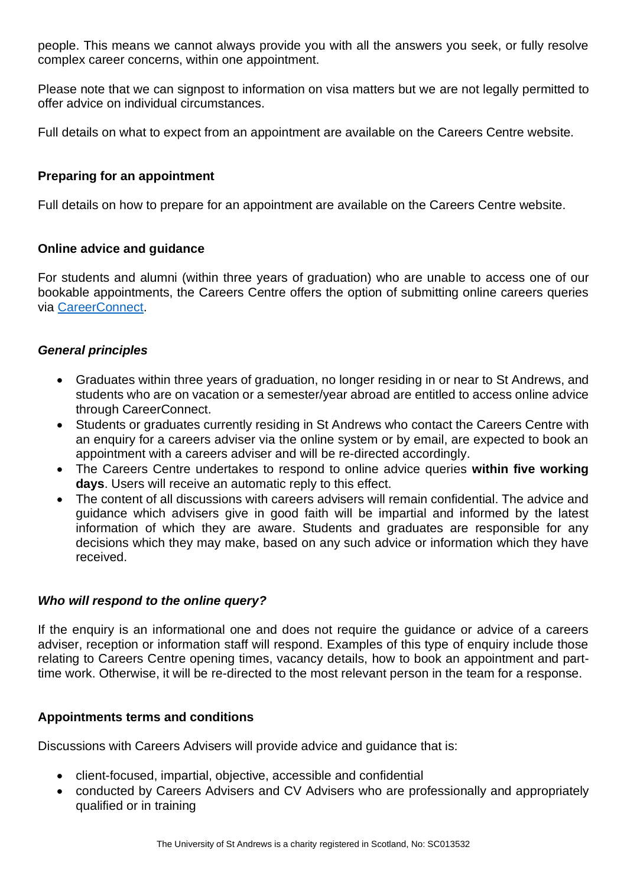people. This means we cannot always provide you with all the answers you seek, or fully resolve complex career concerns, within one appointment.

Please note that we can signpost to information on visa matters but we are not legally permitted to offer advice on individual circumstances.

Full details on what to expect from an appointment are available on the Careers Centre website.

**Preparing for an appointment**

Full details on how to prepare for an appointment are available on the Careers Centre website.

**Online advice and guidance**

For students and alumni (within three years of graduation) who are unable to access one of our bookable appointments, the Careers Centre offers the option of submitting online careers queries via [CareerConnect](CareerConnect).

***General principles***

- Graduates within three years of graduation, no longer residing in or near to St Andrews, and students who are on vacation or a semester/year abroad are entitled to access online advice through CareerConnect.
- Students or graduates currently residing in St Andrews who contact the Careers Centre with an enquiry for a careers adviser via the online system or by email, are expected to book an appointment with a careers adviser and will be re-directed accordingly.
- The Careers Centre undertakes to respond to online advice queries **within five working days**. Users will receive an automatic reply to this effect.
- The content of all discussions with careers advisers will remain confidential. The advice and guidance which advisers give in good faith will be impartial and informed by the latest information of which they are aware. Students and graduates are responsible for any decisions which they may make, based on any such advice or information which they have received.

***Who will respond to the online query?***

If the enquiry is an informational one and does not require the guidance or advice of a careers adviser, reception or information staff will respond. Examples of this type of enquiry include those relating to Careers Centre opening times, vacancy details, how to book an appointment and part-time work. Otherwise, it will be re-directed to the most relevant person in the team for a response.

**Appointments terms and conditions**

Discussions with Careers Advisers will provide advice and guidance that is:

- client-focused, impartial, objective, accessible and confidential
- conducted by Careers Advisers and CV Advisers who are professionally and appropriately qualified or in training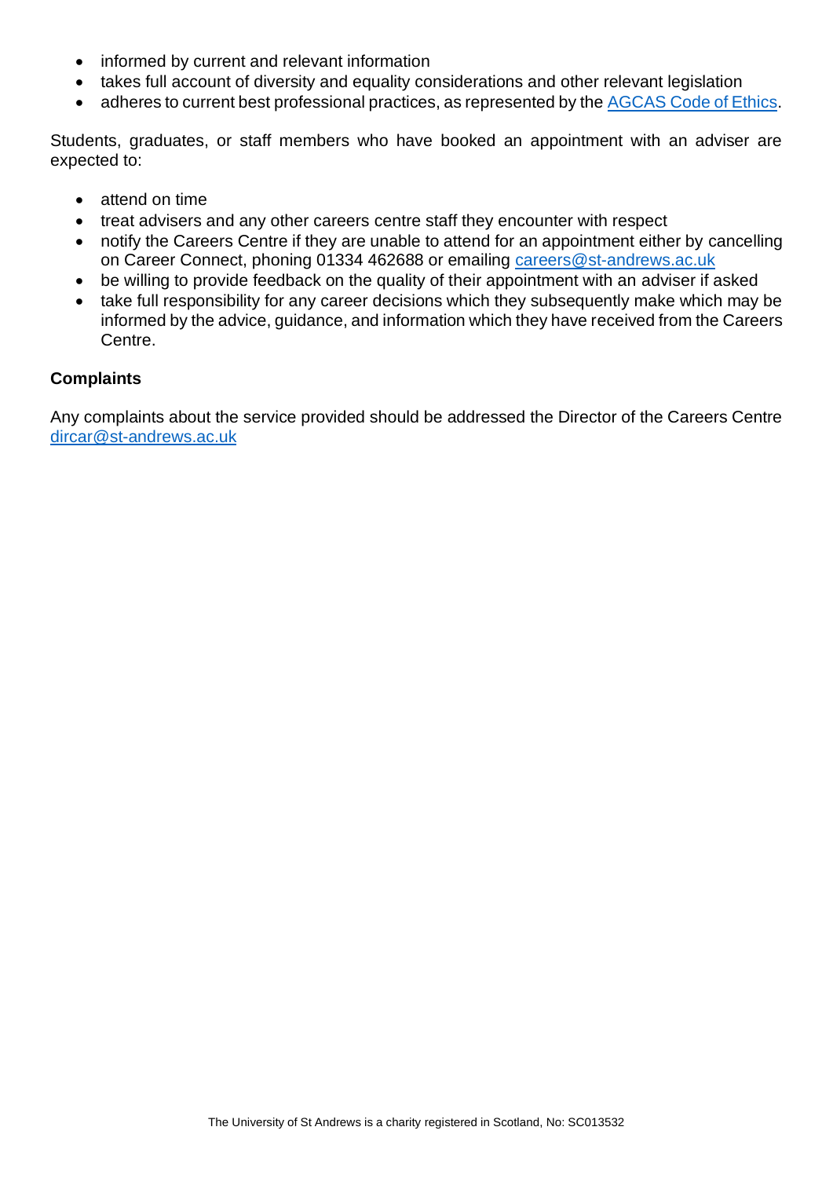- informed by current and relevant information
- takes full account of diversity and equality considerations and other relevant legislation
- adheres to current best professional practices, as represented by the [AGCAS Code of Ethics](AGCAS Code of Ethics).

Students, graduates, or staff members who have booked an appointment with an adviser are expected to:

- attend on time
- treat advisers and any other careers centre staff they encounter with respect
- notify the Careers Centre if they are unable to attend for an appointment either by cancelling on Career Connect, phoning 01334 462688 or emailing careers@st-andrews.ac.uk
- be willing to provide feedback on the quality of their appointment with an adviser if asked
- take full responsibility for any career decisions which they subsequently make which may be informed by the advice, guidance, and information which they have received from the Careers Centre.

**Complaints**

Any complaints about the service provided should be addressed the Director of the Careers Centre dircar@st-andrews.ac.uk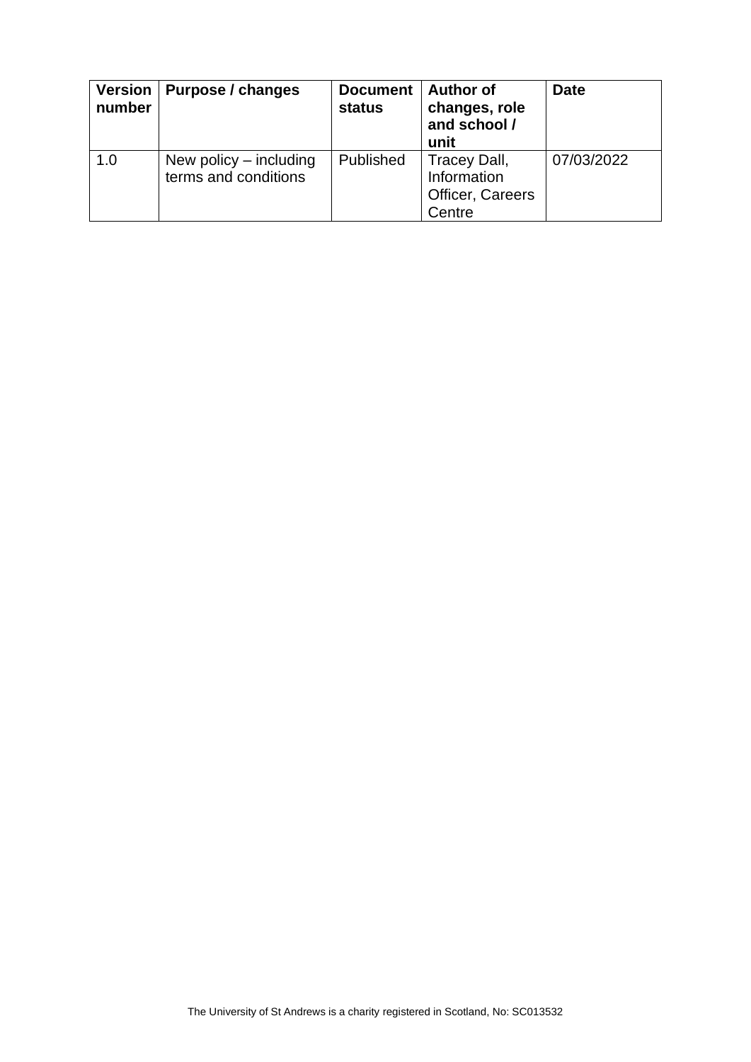| Version number | Purpose / changes | Document status | Author of changes, role and school / unit | Date |
|---|---|---|---|---|
| 1.0 | New policy – including terms and conditions | Published | Tracey Dall, Information Officer, Careers Centre | 07/03/2022 |